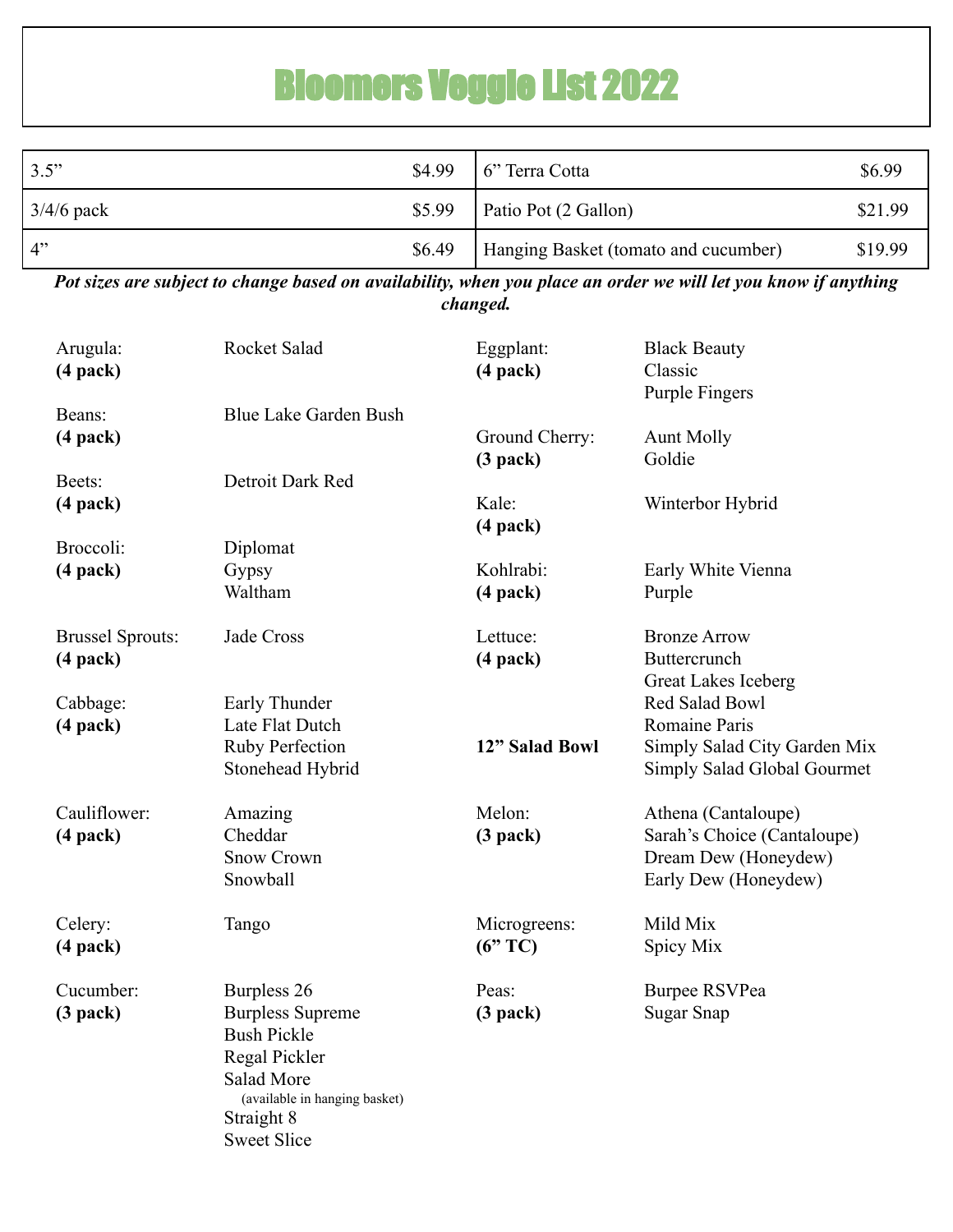# Bloomers Veggie List 2022

| | | | |
|---|---|---|---|
| 3.5" | $4.99 | 6" Terra Cotta | $6.99 |
| 3/4/6 pack | $5.99 | Patio Pot (2 Gallon) | $21.99 |
| 4" | $6.49 | Hanging Basket (tomato and cucumber) | $19.99 |

***Pot sizes are subject to change based on availability, when you place an order we will let you know if anything changed.***

**Arugula: (4 pack)**
- Rocket Salad

**Beans: (4 pack)**
- Blue Lake Garden Bush

**Beets: (4 pack)**
- Detroit Dark Red

**Broccoli: (4 pack)**
- Diplomat
- Gypsy
- Waltham

**Brussel Sprouts: (4 pack)**
- Jade Cross

**Cabbage: (4 pack)**
- Early Thunder
- Late Flat Dutch
- Ruby Perfection
- Stonehead Hybrid

**Cauliflower: (4 pack)**
- Amazing
- Cheddar
- Snow Crown
- Snowball

**Celery: (4 pack)**
- Tango

**Cucumber: (3 pack)**
- Burpless 26
- Burpless Supreme
- Bush Pickle
- Regal Pickler
- Salad More (available in hanging basket)
- Straight 8
- Sweet Slice

**Eggplant: (4 pack)**
- Black Beauty
- Classic
- Purple Fingers

**Ground Cherry: (3 pack)**
- Aunt Molly
- Goldie

**Kale: (4 pack)**
- Winterbor Hybrid

**Kohlrabi: (4 pack)**
- Early White Vienna
- Purple

**Lettuce: (4 pack)**
- Bronze Arrow
- Buttercrunch
- Great Lakes Iceberg
- Red Salad Bowl
- Romaine Paris

**12" Salad Bowl**
- Simply Salad City Garden Mix
- Simply Salad Global Gourmet

**Melon: (3 pack)**
- Athena (Cantaloupe)
- Sarah's Choice (Cantaloupe)
- Dream Dew (Honeydew)
- Early Dew (Honeydew)

**Microgreens: (6" TC)**
- Mild Mix
- Spicy Mix

**Peas: (3 pack)**
- Burpee RSVPea
- Sugar Snap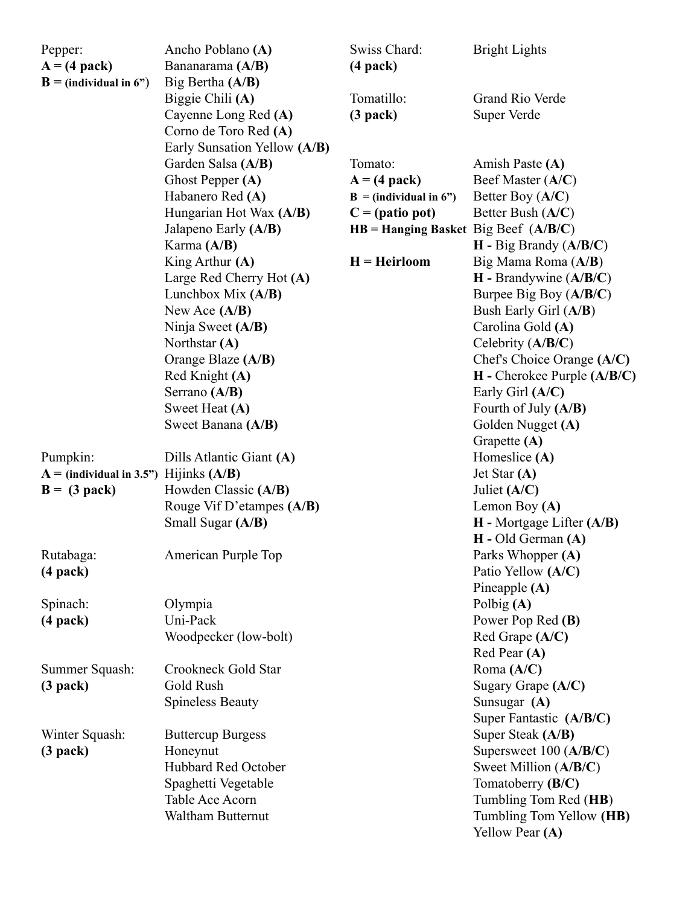**Pepper:**
**A = (4 pack)**
**B = (individual in 6")**

- Ancho Poblano **(A)**
- Bananarama **(A/B)**
- Big Bertha **(A/B)**
- Biggie Chili **(A)**
- Cayenne Long Red **(A)**
- Corno de Toro Red **(A)**
- Early Sunsation Yellow **(A/B)**
- Garden Salsa **(A/B)**
- Ghost Pepper **(A)**
- Habanero Red **(A)**
- Hungarian Hot Wax **(A/B)**
- Jalapeno Early **(A/B)**
- Karma **(A/B)**
- King Arthur **(A)**
- Large Red Cherry Hot **(A)**
- Lunchbox Mix **(A/B)**
- New Ace **(A/B)**
- Ninja Sweet **(A/B)**
- Northstar **(A)**
- Orange Blaze **(A/B)**
- Red Knight **(A)**
- Serrano **(A/B)**
- Sweet Heat **(A)**
- Sweet Banana **(A/B)**

**Pumpkin:**
**A = (individual in 3.5")**
**B = (3 pack)**

- Dills Atlantic Giant **(A)**
- Hijinks **(A/B)**
- Howden Classic **(A/B)**
- Rouge Vif D'etampes **(A/B)**
- Small Sugar **(A/B)**

**Rutabaga:**
**(4 pack)**

- American Purple Top

**Spinach:**
**(4 pack)**

- Olympia
- Uni-Pack
- Woodpecker (low-bolt)

**Summer Squash:**
**(3 pack)**

- Crookneck Gold Star
- Gold Rush
- Spineless Beauty

**Winter Squash:**
**(3 pack)**

- Buttercup Burgess
- Honeynut
- Hubbard Red October
- Spaghetti Vegetable
- Table Ace Acorn
- Waltham Butternut

**Swiss Chard:**
**(4 pack)**

- Bright Lights

**Tomatillo:**
**(3 pack)**

- Grand Rio Verde
- Super Verde

**Tomato:**
**A = (4 pack)**
**B = (individual in 6")**
**C = (patio pot)**
**HB = Hanging Basket**
**H = Heirloom**

- Amish Paste **(A)**
- Beef Master (**A/C**)
- Better Boy (**A/C**)
- Better Bush (**A/C**)
- Big Beef (**A/B/C**)
- **H -** Big Brandy (**A/B/C**)
- Big Mama Roma (**A/B**)
- **H -** Brandywine (**A/B/C**)
- Burpee Big Boy (**A/B/C**)
- Bush Early Girl (**A/B**)
- Carolina Gold **(A)**
- Celebrity (**A/B/C**)
- Chef's Choice Orange **(A/C)**
- **H -** Cherokee Purple **(A/B/C)**
- Early Girl **(A/C)**
- Fourth of July **(A/B)**
- Golden Nugget **(A)**
- Grapette **(A)**
- Homeslice **(A)**
- Jet Star **(A)**
- Juliet **(A/C)**
- Lemon Boy **(A)**
- **H -** Mortgage Lifter **(A/B)**
- **H -** Old German **(A)**
- Parks Whopper **(A)**
- Patio Yellow **(A/C)**
- Pineapple **(A)**
- Polbig **(A)**
- Power Pop Red **(B)**
- Red Grape **(A/C)**
- Red Pear **(A)**
- Roma **(A/C)**
- Sugary Grape **(A/C)**
- Sunsugar **(A)**
- Super Fantastic **(A/B/C)**
- Super Steak **(A/B)**
- Supersweet 100 (**A/B/C**)
- Sweet Million (**A/B/C**)
- Tomatoberry **(B/C)**
- Tumbling Tom Red (**HB**)
- Tumbling Tom Yellow **(HB)**
- Yellow Pear **(A)**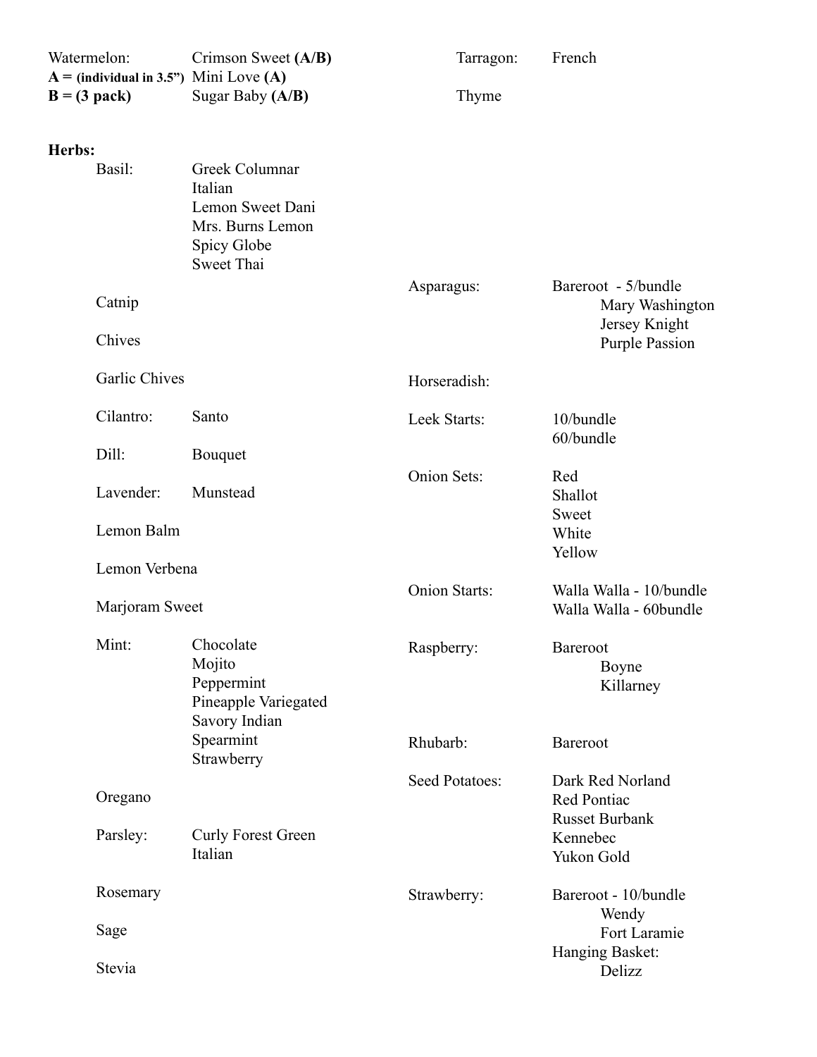Watermelon:
**A = (individual in 3.5")**
**B = (3 pack)**

- Crimson Sweet **(A/B)**
- Mini Love **(A)**
- Sugar Baby **(A/B)**

**Herbs:**

Basil:
- Greek Columnar
- Italian
- Lemon Sweet Dani
- Mrs. Burns Lemon
- Spicy Globe
- Sweet Thai

Catnip

Chives

Garlic Chives

Cilantro: Santo

Dill: Bouquet

Lavender: Munstead

Lemon Balm

Lemon Verbena

Marjoram Sweet

Mint:
- Chocolate
- Mojito
- Peppermint
- Pineapple Variegated
- Savory Indian
- Spearmint
- Strawberry

Oregano

Parsley:
- Curly Forest Green
- Italian

Rosemary

Sage

Stevia

Tarragon: French

Thyme

Asparagus: Bareroot - 5/bundle
- Mary Washington
- Jersey Knight
- Purple Passion

Horseradish:

Leek Starts:
- 10/bundle
- 60/bundle

Onion Sets:
- Red
- Shallot
- Sweet
- White
- Yellow

Onion Starts:
- Walla Walla - 10/bundle
- Walla Walla - 60bundle

Raspberry: Bareroot
- Boyne
- Killarney

Rhubarb: Bareroot

Seed Potatoes:
- Dark Red Norland
- Red Pontiac
- Russet Burbank
- Kennebec
- Yukon Gold

Strawberry:
Bareroot - 10/bundle
- Wendy
- Fort Laramie

Hanging Basket:
- Delizz